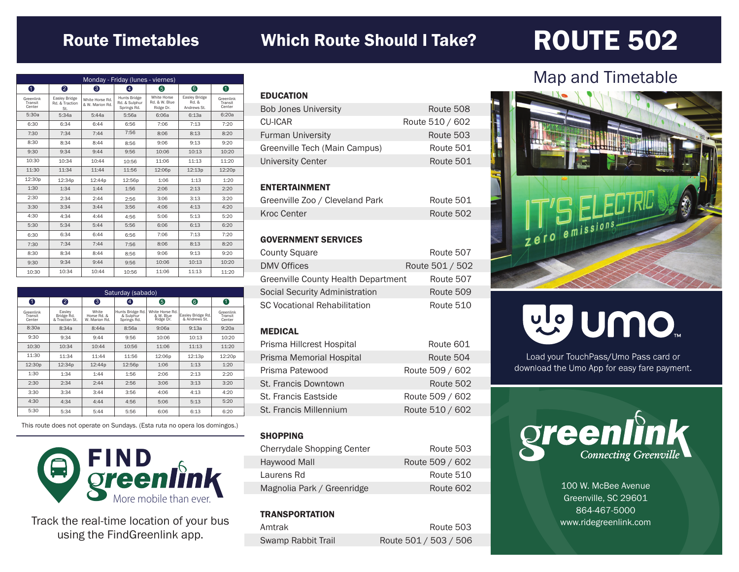# Route Timetables

## Monday - Friday (lunes - viernes)

| 1 Greenlink Transit Center | 2 Easley Bridge Rd. & Traction St. | 3 White Horse Rd. & W. Marion Rd. | 4 Hunts Bridge Rd. & Sulphur Springs Rd. | 5 White Horse Rd. & W. Blue Ridge Dr. | 6 Easley Bridge Rd. & Andrews St. | 1 Greenlink Transit Center |
|---|---|---|---|---|---|---|
| 5:30a | 5:34a | 5:44a | 5:56a | 6:06a | 6:13a | 6:20a |
| 6:30 | 6:34 | 6:44 | 6:56 | 7:06 | 7:13 | 7:20 |
| 7:30 | 7:34 | 7:44 | 7:56 | 8:06 | 8:13 | 8:20 |
| 8:30 | 8:34 | 8:44 | 8:56 | 9:06 | 9:13 | 9:20 |
| 9:30 | 9:34 | 9:44 | 9:56 | 10:06 | 10:13 | 10:20 |
| 10:30 | 10:34 | 10:44 | 10:56 | 11:06 | 11:13 | 11:20 |
| 11:30 | 11:34 | 11:44 | 11:56 | 12:06p | 12:13p | 12:20p |
| 12:30p | 12:34p | 12:44p | 12:56p | 1:06 | 1:13 | 1:20 |
| 1:30 | 1:34 | 1:44 | 1:56 | 2:06 | 2:13 | 2:20 |
| 2:30 | 2:34 | 2:44 | 2:56 | 3:06 | 3:13 | 3:20 |
| 3:30 | 3:34 | 3:44 | 3:56 | 4:06 | 4:13 | 4:20 |
| 4:30 | 4:34 | 4:44 | 4:56 | 5:06 | 5:13 | 5:20 |
| 5:30 | 5:34 | 5:44 | 5:56 | 6:06 | 6:13 | 6:20 |
| 6:30 | 6:34 | 6:44 | 6:56 | 7:06 | 7:13 | 7:20 |
| 7:30 | 7:34 | 7:44 | 7:56 | 8:06 | 8:13 | 8:20 |
| 8:30 | 8:34 | 8:44 | 8:56 | 9:06 | 9:13 | 9:20 |
| 9:30 | 9:34 | 9:44 | 9:56 | 10:06 | 10:13 | 10:20 |
| 10:30 | 10:34 | 10:44 | 10:56 | 11:06 | 11:13 | 11:20 |

## Saturday (sabado)

| 1 Greenlink Transit Center | 2 Easley Bridge Rd. & Traction St. | 3 White Horse Rd. & W. Marion Rd. | 4 Hunts Bridge Rd. & Sulphur Springs Rd. | 5 White Horse Rd. & W. Blue Ridge Dr. | 6 Easley Bridge Rd. & Andrews St. | 1 Greenlink Transit Center |
|---|---|---|---|---|---|---|
| 8:30a | 8:34a | 8:44a | 8:56a | 9:06a | 9:13a | 9:20a |
| 9:30 | 9:34 | 9:44 | 9:56 | 10:06 | 10:13 | 10:20 |
| 10:30 | 10:34 | 10:44 | 10:56 | 11:06 | 11:13 | 11:20 |
| 11:30 | 11:34 | 11:44 | 11:56 | 12:06p | 12:13p | 12:20p |
| 12:30p | 12:34p | 12:44p | 12:56p | 1:06 | 1:13 | 1:20 |
| 1:30 | 1:34 | 1:44 | 1:56 | 2:06 | 2:13 | 2:20 |
| 2:30 | 2:34 | 2:44 | 2:56 | 3:06 | 3:13 | 3:20 |
| 3:30 | 3:34 | 3:44 | 3:56 | 4:06 | 4:13 | 4:20 |
| 4:30 | 4:34 | 4:44 | 4:56 | 5:06 | 5:13 | 5:20 |
| 5:30 | 5:34 | 5:44 | 5:56 | 6:06 | 6:13 | 6:20 |

This route does not operate on Sundays. (Esta ruta no opera los domingos.)

**FIND greenlink** More mobile than ever.

Track the real-time location of your bus using the FindGreenlink app.

# Which Route Should I Take?

### EDUCATION

| | |
|---|---|
| Bob Jones University | Route 508 |
| CU-ICAR | Route 510 / 602 |
| Furman University | Route 503 |
| Greenville Tech (Main Campus) | Route 501 |
| University Center | Route 501 |

### ENTERTAINMENT

| | |
|---|---|
| Greenville Zoo / Cleveland Park | Route 501 |
| Kroc Center | Route 502 |

### GOVERNMENT SERVICES

| | |
|---|---|
| County Square | Route 507 |
| DMV Offices | Route 501 / 502 |
| Greenville County Health Department | Route 507 |
| Social Security Administration | Route 509 |
| SC Vocational Rehabilitation | Route 510 |

### MEDICAL

| | |
|---|---|
| Prisma Hillcrest Hospital | Route 601 |
| Prisma Memorial Hospital | Route 504 |
| Prisma Patewood | Route 509 / 602 |
| St. Francis Downtown | Route 502 |
| St. Francis Eastside | Route 509 / 602 |
| St. Francis Millennium | Route 510 / 602 |

### SHOPPING

| | |
|---|---|
| Cherrydale Shopping Center | Route 503 |
| Haywood Mall | Route 509 / 602 |
| Laurens Rd | Route 510 |
| Magnolia Park / Greenridge | Route 602 |

### TRANSPORTATION

| | |
|---|---|
| Amtrak | Route 503 |
| Swamp Rabbit Trail | Route 501 / 503 / 506 |

# ROUTE 502

## Map and Timetable

IT'S ELECTRIC zero emissions

**umo**

Load your TouchPass/Umo Pass card or download the Umo App for easy fare payment.

**greenlink** Connecting Greenville

100 W. McBee Avenue
Greenville, SC 29601
864-467-5000
www.ridegreenlink.com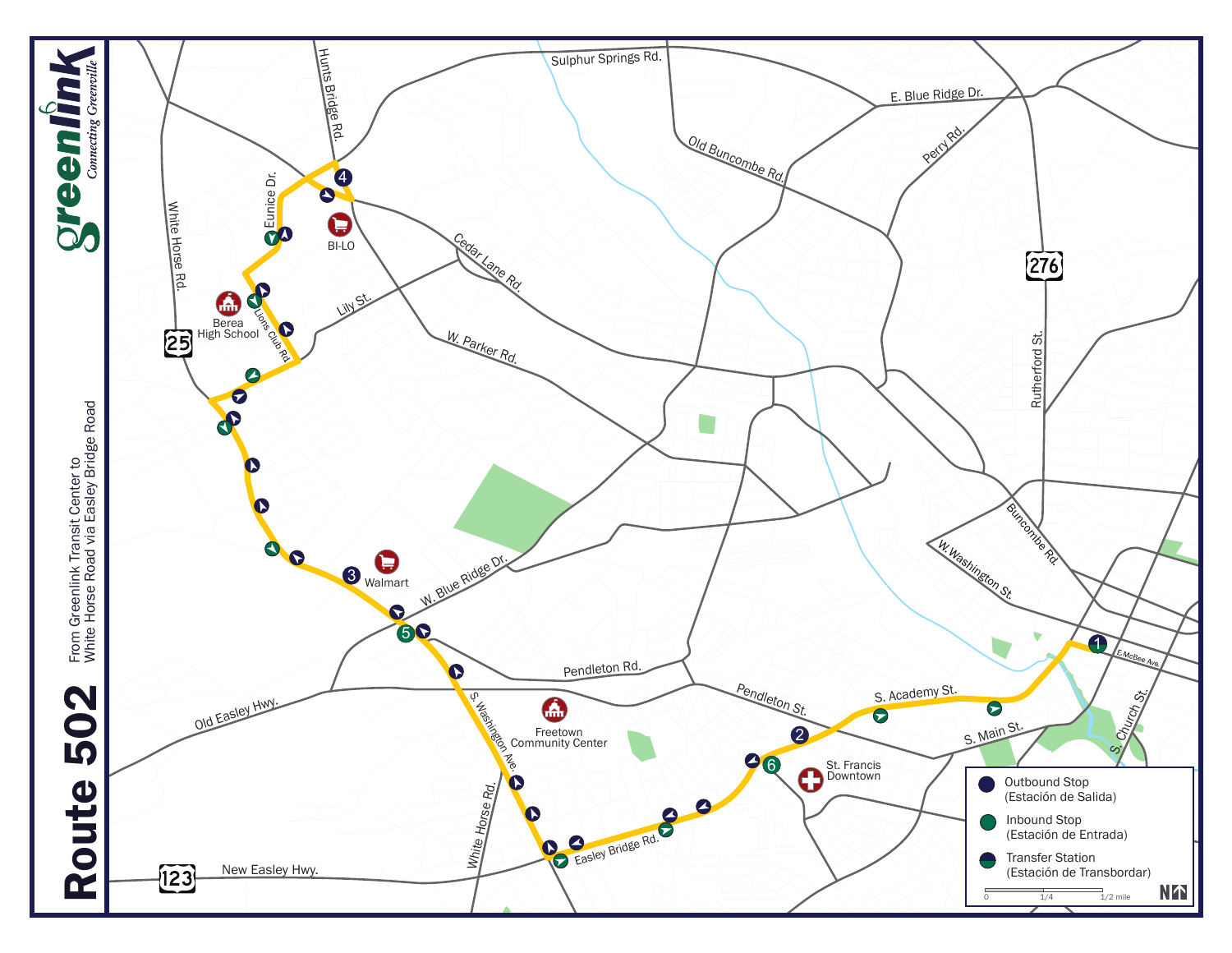# Route 502

From Greenlink Transit Center to White Horse Road via Easley Bridge Road

greenlink
Connecting Greenville

Hunts Bridge Rd.
Sulphur Springs Rd.
E. Blue Ridge Dr.
Old Buncombe Rd.
Perry Rd.
276
Eunice Dr.
BI-LO
Cedar Lane Rd.
White Horse Rd.
Berea High School
Lions Club Rd.
Lily St.
25
W. Parker Rd.
Rutherford St.
Buncombe Rd.
W. Washington St.
Walmart
W. Blue Ridge Dr.
E McBee Ave
Pendleton Rd.
Old Easley Hwy.
S. Washington Ave.
Freetown Community Center
Pendleton St.
S. Academy St.
S. Main St.
S. Church St.
St. Francis Downtown
White Horse Rd.
Easley Bridge Rd.
123
New Easley Hwy.

1
2
3
4
5
6

Outbound Stop (Estación de Salida)
Inbound Stop (Estación de Entrada)
Transfer Station (Estación de Transbordar)

0
1/4
1/2 mile
N